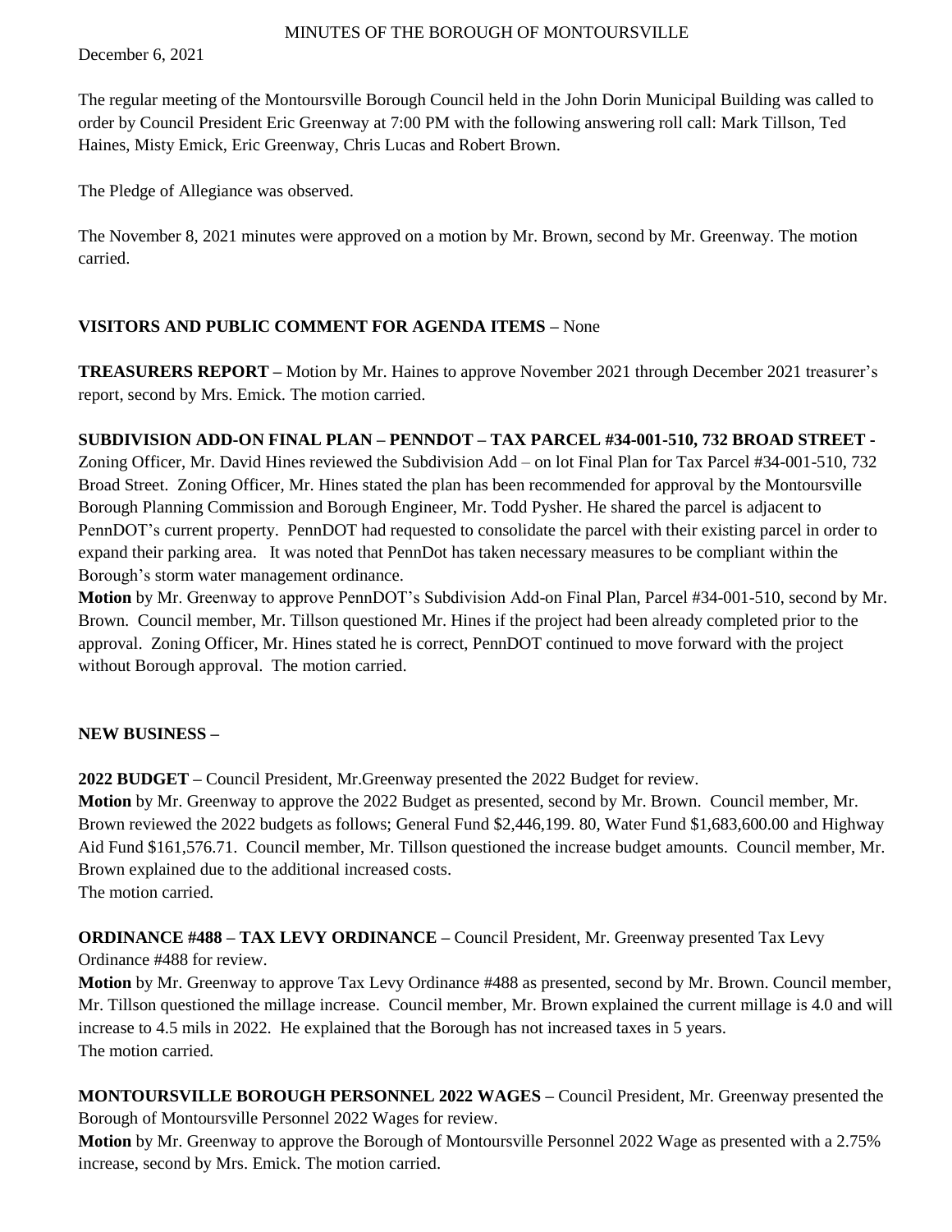# MINUTES OF THE BOROUGH OF MONTOURSVILLE

December 6, 2021

The regular meeting of the Montoursville Borough Council held in the John Dorin Municipal Building was called to order by Council President Eric Greenway at 7:00 PM with the following answering roll call: Mark Tillson, Ted Haines, Misty Emick, Eric Greenway, Chris Lucas and Robert Brown.

The Pledge of Allegiance was observed.

The November 8, 2021 minutes were approved on a motion by Mr. Brown, second by Mr. Greenway. The motion carried.

**VISITORS AND PUBLIC COMMENT FOR AGENDA ITEMS –** None

**TREASURERS REPORT –** Motion by Mr. Haines to approve November 2021 through December 2021 treasurer's report, second by Mrs. Emick. The motion carried.

**SUBDIVISION ADD-ON FINAL PLAN – PENNDOT – TAX PARCEL #34-001-510, 732 BROAD STREET -** Zoning Officer, Mr. David Hines reviewed the Subdivision Add – on lot Final Plan for Tax Parcel #34-001-510, 732 Broad Street. Zoning Officer, Mr. Hines stated the plan has been recommended for approval by the Montoursville Borough Planning Commission and Borough Engineer, Mr. Todd Pysher. He shared the parcel is adjacent to PennDOT's current property. PennDOT had requested to consolidate the parcel with their existing parcel in order to expand their parking area. It was noted that PennDot has taken necessary measures to be compliant within the Borough's storm water management ordinance.

**Motion** by Mr. Greenway to approve PennDOT's Subdivision Add-on Final Plan, Parcel #34-001-510, second by Mr. Brown. Council member, Mr. Tillson questioned Mr. Hines if the project had been already completed prior to the approval. Zoning Officer, Mr. Hines stated he is correct, PennDOT continued to move forward with the project without Borough approval. The motion carried.

**NEW BUSINESS –**

**2022 BUDGET –** Council President, Mr.Greenway presented the 2022 Budget for review.

**Motion** by Mr. Greenway to approve the 2022 Budget as presented, second by Mr. Brown. Council member, Mr. Brown reviewed the 2022 budgets as follows; General Fund $2,446,199. 80, Water Fund $1,683,600.00 and Highway Aid Fund $161,576.71. Council member, Mr. Tillson questioned the increase budget amounts. Council member, Mr. Brown explained due to the additional increased costs.

The motion carried.

**ORDINANCE #488 – TAX LEVY ORDINANCE –** Council President, Mr. Greenway presented Tax Levy Ordinance #488 for review.

**Motion** by Mr. Greenway to approve Tax Levy Ordinance #488 as presented, second by Mr. Brown. Council member, Mr. Tillson questioned the millage increase. Council member, Mr. Brown explained the current millage is 4.0 and will increase to 4.5 mils in 2022. He explained that the Borough has not increased taxes in 5 years.

The motion carried.

**MONTOURSVILLE BOROUGH PERSONNEL 2022 WAGES –** Council President, Mr. Greenway presented the Borough of Montoursville Personnel 2022 Wages for review.

**Motion** by Mr. Greenway to approve the Borough of Montoursville Personnel 2022 Wage as presented with a 2.75% increase, second by Mrs. Emick. The motion carried.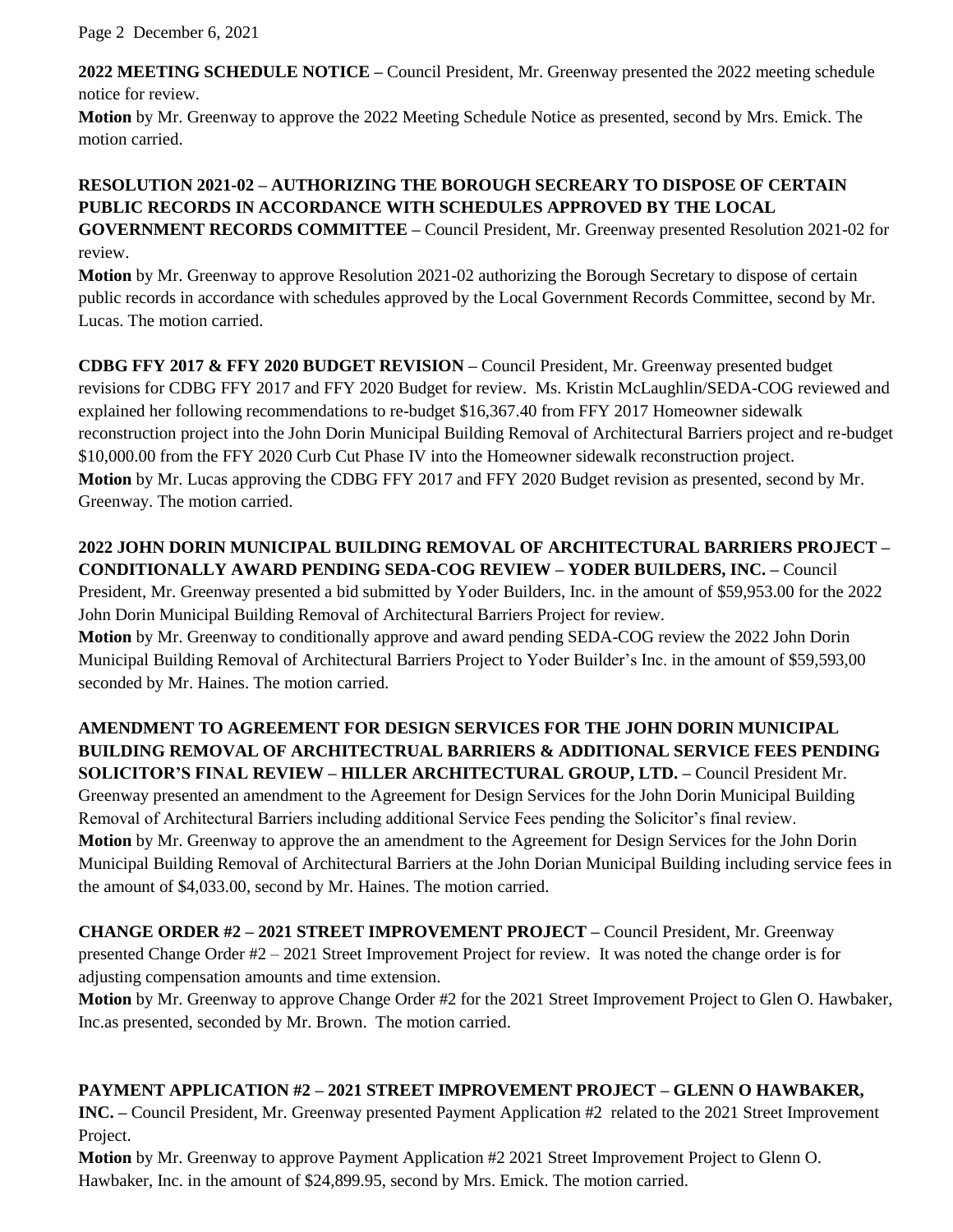**2022 MEETING SCHEDULE NOTICE –** Council President, Mr. Greenway presented the 2022 meeting schedule notice for review.

**Motion** by Mr. Greenway to approve the 2022 Meeting Schedule Notice as presented, second by Mrs. Emick. The motion carried.

**RESOLUTION 2021-02 – AUTHORIZING THE BOROUGH SECREARY TO DISPOSE OF CERTAIN PUBLIC RECORDS IN ACCORDANCE WITH SCHEDULES APPROVED BY THE LOCAL GOVERNMENT RECORDS COMMITTEE –** Council President, Mr. Greenway presented Resolution 2021-02 for review.

**Motion** by Mr. Greenway to approve Resolution 2021-02 authorizing the Borough Secretary to dispose of certain public records in accordance with schedules approved by the Local Government Records Committee, second by Mr. Lucas. The motion carried.

**CDBG FFY 2017 & FFY 2020 BUDGET REVISION –** Council President, Mr. Greenway presented budget revisions for CDBG FFY 2017 and FFY 2020 Budget for review. Ms. Kristin McLaughlin/SEDA-COG reviewed and explained her following recommendations to re-budget $16,367.40 from FFY 2017 Homeowner sidewalk reconstruction project into the John Dorin Municipal Building Removal of Architectural Barriers project and re-budget $10,000.00 from the FFY 2020 Curb Cut Phase IV into the Homeowner sidewalk reconstruction project.

**Motion** by Mr. Lucas approving the CDBG FFY 2017 and FFY 2020 Budget revision as presented, second by Mr. Greenway. The motion carried.

**2022 JOHN DORIN MUNICIPAL BUILDING REMOVAL OF ARCHITECTURAL BARRIERS PROJECT – CONDITIONALLY AWARD PENDING SEDA-COG REVIEW – YODER BUILDERS, INC. –** Council President, Mr. Greenway presented a bid submitted by Yoder Builders, Inc. in the amount of $59,953.00 for the 2022 John Dorin Municipal Building Removal of Architectural Barriers Project for review.

**Motion** by Mr. Greenway to conditionally approve and award pending SEDA-COG review the 2022 John Dorin Municipal Building Removal of Architectural Barriers Project to Yoder Builder's Inc. in the amount of $59,593,00 seconded by Mr. Haines. The motion carried.

**AMENDMENT TO AGREEMENT FOR DESIGN SERVICES FOR THE JOHN DORIN MUNICIPAL BUILDING REMOVAL OF ARCHITECTRUAL BARRIERS & ADDITIONAL SERVICE FEES PENDING SOLICITOR'S FINAL REVIEW – HILLER ARCHITECTURAL GROUP, LTD. –** Council President Mr. Greenway presented an amendment to the Agreement for Design Services for the John Dorin Municipal Building Removal of Architectural Barriers including additional Service Fees pending the Solicitor's final review.

**Motion** by Mr. Greenway to approve the an amendment to the Agreement for Design Services for the John Dorin Municipal Building Removal of Architectural Barriers at the John Dorian Municipal Building including service fees in the amount of $4,033.00, second by Mr. Haines. The motion carried.

**CHANGE ORDER #2 – 2021 STREET IMPROVEMENT PROJECT –** Council President, Mr. Greenway presented Change Order #2 – 2021 Street Improvement Project for review. It was noted the change order is for adjusting compensation amounts and time extension.

**Motion** by Mr. Greenway to approve Change Order #2 for the 2021 Street Improvement Project to Glen O. Hawbaker, Inc.as presented, seconded by Mr. Brown. The motion carried.

**PAYMENT APPLICATION #2 – 2021 STREET IMPROVEMENT PROJECT – GLENN O HAWBAKER, INC. –** Council President, Mr. Greenway presented Payment Application #2 related to the 2021 Street Improvement Project.

**Motion** by Mr. Greenway to approve Payment Application #2 2021 Street Improvement Project to Glenn O. Hawbaker, Inc. in the amount of $24,899.95, second by Mrs. Emick. The motion carried.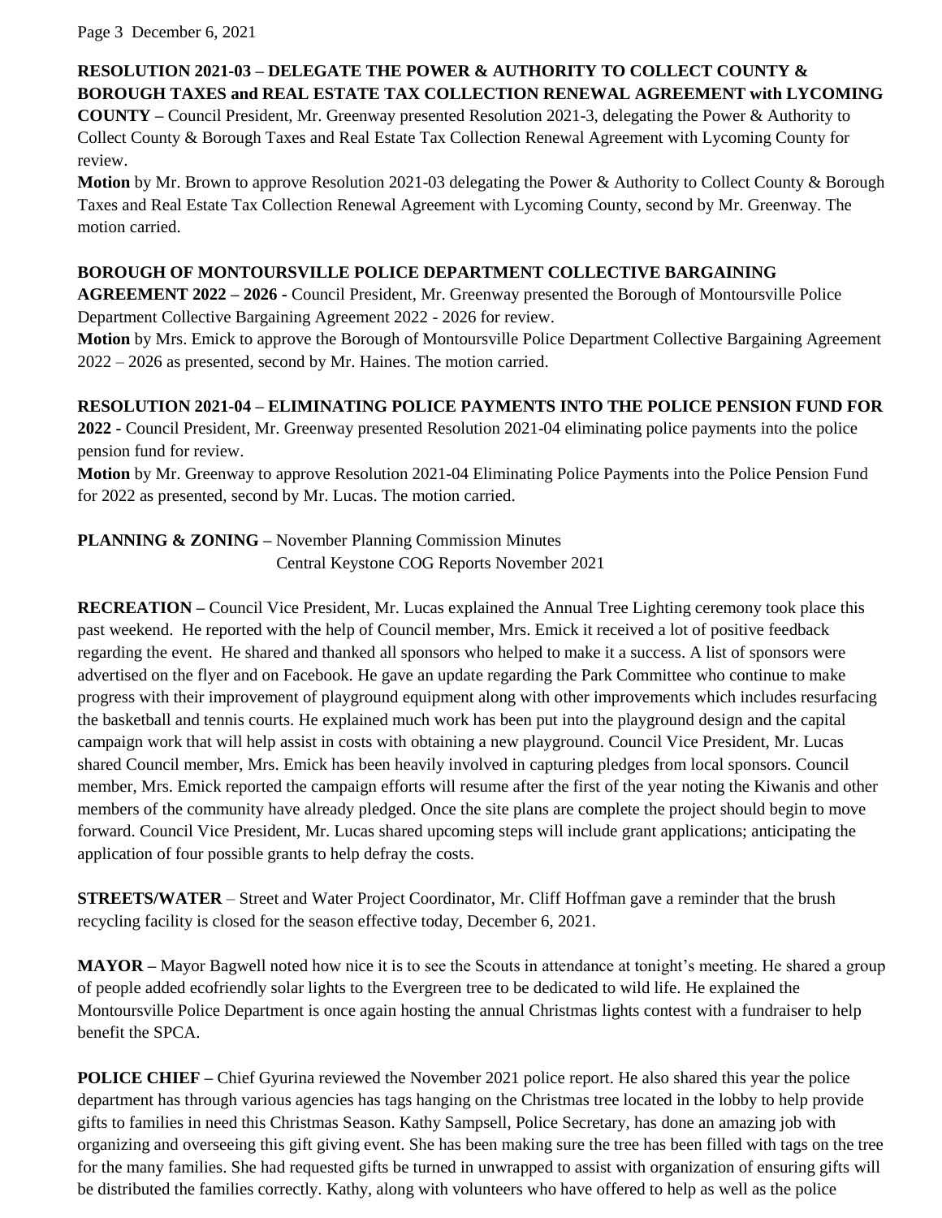**RESOLUTION 2021-03 – DELEGATE THE POWER & AUTHORITY TO COLLECT COUNTY & BOROUGH TAXES and REAL ESTATE TAX COLLECTION RENEWAL AGREEMENT with LYCOMING COUNTY –** Council President, Mr. Greenway presented Resolution 2021-3, delegating the Power & Authority to Collect County & Borough Taxes and Real Estate Tax Collection Renewal Agreement with Lycoming County for review.

**Motion** by Mr. Brown to approve Resolution 2021-03 delegating the Power & Authority to Collect County & Borough Taxes and Real Estate Tax Collection Renewal Agreement with Lycoming County, second by Mr. Greenway. The motion carried.

**BOROUGH OF MONTOURSVILLE POLICE DEPARTMENT COLLECTIVE BARGAINING AGREEMENT 2022 – 2026 -** Council President, Mr. Greenway presented the Borough of Montoursville Police Department Collective Bargaining Agreement 2022 - 2026 for review.

**Motion** by Mrs. Emick to approve the Borough of Montoursville Police Department Collective Bargaining Agreement 2022 – 2026 as presented, second by Mr. Haines. The motion carried.

**RESOLUTION 2021-04 – ELIMINATING POLICE PAYMENTS INTO THE POLICE PENSION FUND FOR 2022 -** Council President, Mr. Greenway presented Resolution 2021-04 eliminating police payments into the police pension fund for review.

**Motion** by Mr. Greenway to approve Resolution 2021-04 Eliminating Police Payments into the Police Pension Fund for 2022 as presented, second by Mr. Lucas. The motion carried.

**PLANNING & ZONING –** November Planning Commission Minutes
Central Keystone COG Reports November 2021

**RECREATION –** Council Vice President, Mr. Lucas explained the Annual Tree Lighting ceremony took place this past weekend. He reported with the help of Council member, Mrs. Emick it received a lot of positive feedback regarding the event. He shared and thanked all sponsors who helped to make it a success. A list of sponsors were advertised on the flyer and on Facebook. He gave an update regarding the Park Committee who continue to make progress with their improvement of playground equipment along with other improvements which includes resurfacing the basketball and tennis courts. He explained much work has been put into the playground design and the capital campaign work that will help assist in costs with obtaining a new playground. Council Vice President, Mr. Lucas shared Council member, Mrs. Emick has been heavily involved in capturing pledges from local sponsors. Council member, Mrs. Emick reported the campaign efforts will resume after the first of the year noting the Kiwanis and other members of the community have already pledged. Once the site plans are complete the project should begin to move forward. Council Vice President, Mr. Lucas shared upcoming steps will include grant applications; anticipating the application of four possible grants to help defray the costs.

**STREETS/WATER** – Street and Water Project Coordinator, Mr. Cliff Hoffman gave a reminder that the brush recycling facility is closed for the season effective today, December 6, 2021.

**MAYOR –** Mayor Bagwell noted how nice it is to see the Scouts in attendance at tonight's meeting. He shared a group of people added ecofriendly solar lights to the Evergreen tree to be dedicated to wild life. He explained the Montoursville Police Department is once again hosting the annual Christmas lights contest with a fundraiser to help benefit the SPCA.

**POLICE CHIEF –** Chief Gyurina reviewed the November 2021 police report. He also shared this year the police department has through various agencies has tags hanging on the Christmas tree located in the lobby to help provide gifts to families in need this Christmas Season. Kathy Sampsell, Police Secretary, has done an amazing job with organizing and overseeing this gift giving event. She has been making sure the tree has been filled with tags on the tree for the many families. She had requested gifts be turned in unwrapped to assist with organization of ensuring gifts will be distributed the families correctly. Kathy, along with volunteers who have offered to help as well as the police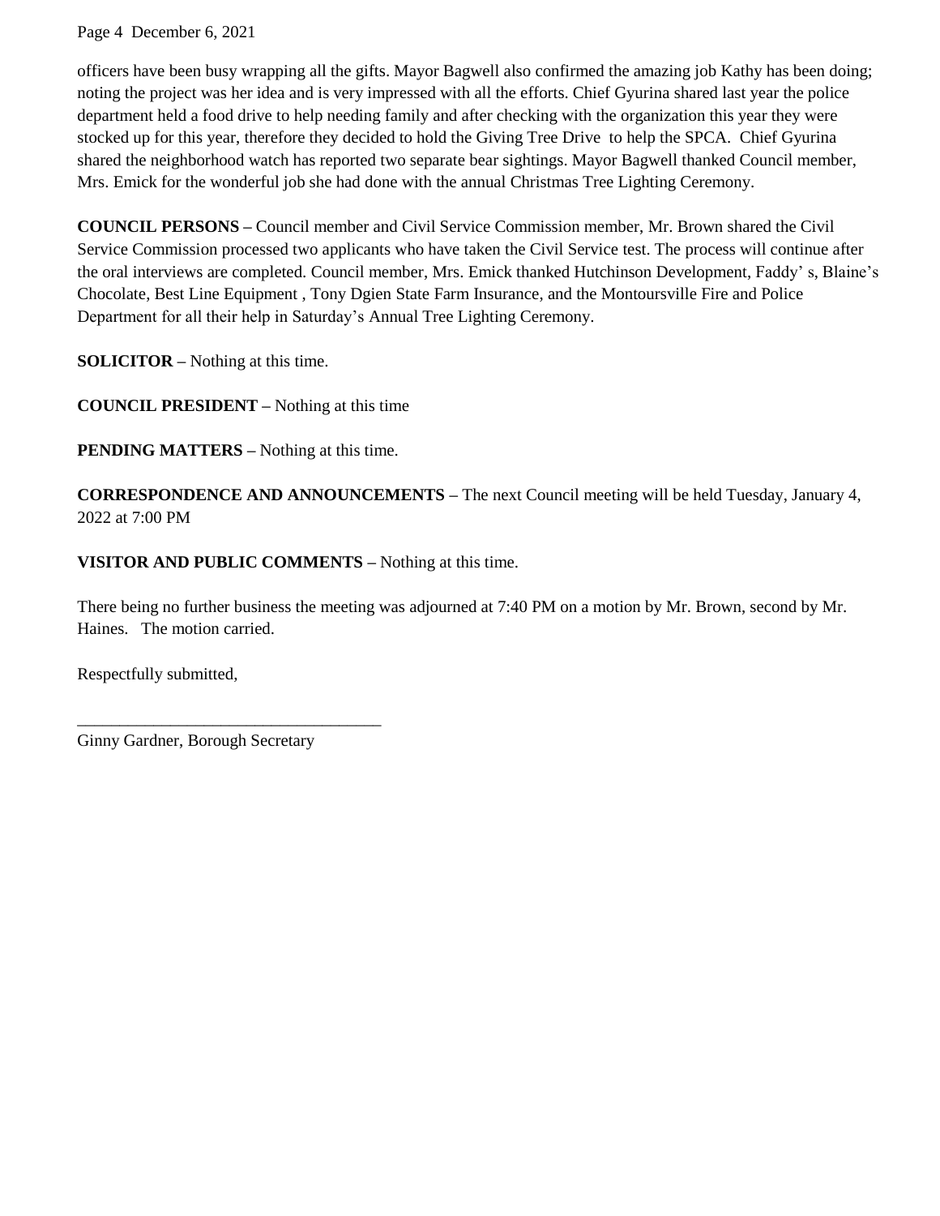officers have been busy wrapping all the gifts. Mayor Bagwell also confirmed the amazing job Kathy has been doing; noting the project was her idea and is very impressed with all the efforts. Chief Gyurina shared last year the police department held a food drive to help needing family and after checking with the organization this year they were stocked up for this year, therefore they decided to hold the Giving Tree Drive to help the SPCA. Chief Gyurina shared the neighborhood watch has reported two separate bear sightings. Mayor Bagwell thanked Council member, Mrs. Emick for the wonderful job she had done with the annual Christmas Tree Lighting Ceremony.

**COUNCIL PERSONS –** Council member and Civil Service Commission member, Mr. Brown shared the Civil Service Commission processed two applicants who have taken the Civil Service test. The process will continue after the oral interviews are completed. Council member, Mrs. Emick thanked Hutchinson Development, Faddy' s, Blaine's Chocolate, Best Line Equipment , Tony Dgien State Farm Insurance, and the Montoursville Fire and Police Department for all their help in Saturday's Annual Tree Lighting Ceremony.

**SOLICITOR –** Nothing at this time.

**COUNCIL PRESIDENT –** Nothing at this time

**PENDING MATTERS –** Nothing at this time.

**CORRESPONDENCE AND ANNOUNCEMENTS –** The next Council meeting will be held Tuesday, January 4, 2022 at 7:00 PM

**VISITOR AND PUBLIC COMMENTS –** Nothing at this time.

There being no further business the meeting was adjourned at 7:40 PM on a motion by Mr. Brown, second by Mr. Haines. The motion carried.

Respectfully submitted,

___________________________________

Ginny Gardner, Borough Secretary